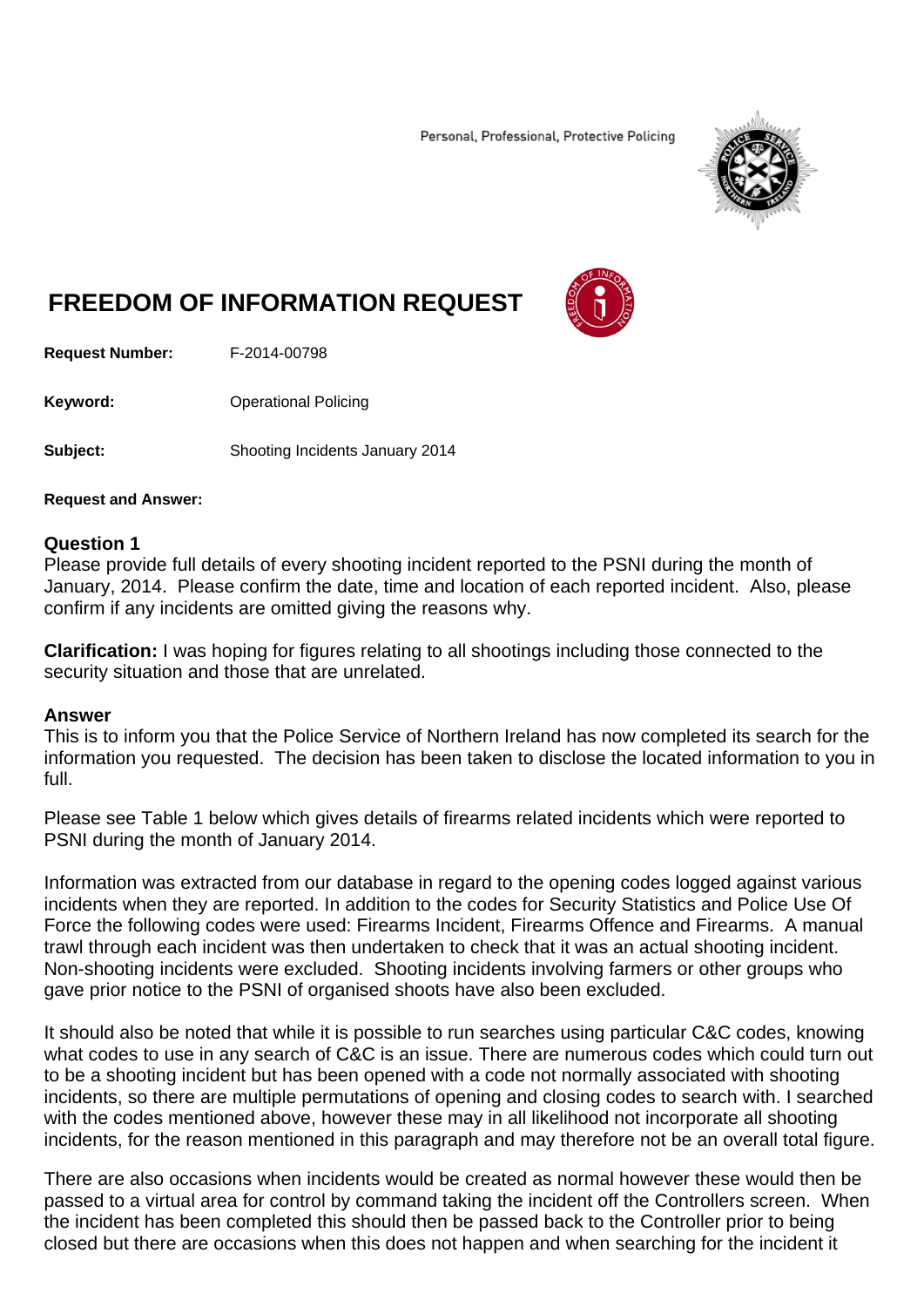Personal, Professional, Protective Policing

# FREEDOM OF INFORMATION REQUEST

**Request Number:** F-2014-00798

**Keyword:** Operational Policing

**Subject:** Shooting Incidents January 2014

**Request and Answer:**

## Question 1

Please provide full details of every shooting incident reported to the PSNI during the month of January, 2014. Please confirm the date, time and location of each reported incident. Also, please confirm if any incidents are omitted giving the reasons why.

**Clarification:** I was hoping for figures relating to all shootings including those connected to the security situation and those that are unrelated.

## Answer

This is to inform you that the Police Service of Northern Ireland has now completed its search for the information you requested. The decision has been taken to disclose the located information to you in full.

Please see Table 1 below which gives details of firearms related incidents which were reported to PSNI during the month of January 2014.

Information was extracted from our database in regard to the opening codes logged against various incidents when they are reported. In addition to the codes for Security Statistics and Police Use Of Force the following codes were used: Firearms Incident, Firearms Offence and Firearms. A manual trawl through each incident was then undertaken to check that it was an actual shooting incident. Non-shooting incidents were excluded. Shooting incidents involving farmers or other groups who gave prior notice to the PSNI of organised shoots have also been excluded.

It should also be noted that while it is possible to run searches using particular C&C codes, knowing what codes to use in any search of C&C is an issue. There are numerous codes which could turn out to be a shooting incident but has been opened with a code not normally associated with shooting incidents, so there are multiple permutations of opening and closing codes to search with. I searched with the codes mentioned above, however these may in all likelihood not incorporate all shooting incidents, for the reason mentioned in this paragraph and may therefore not be an overall total figure.

There are also occasions when incidents would be created as normal however these would then be passed to a virtual area for control by command taking the incident off the Controllers screen. When the incident has been completed this should then be passed back to the Controller prior to being closed but there are occasions when this does not happen and when searching for the incident it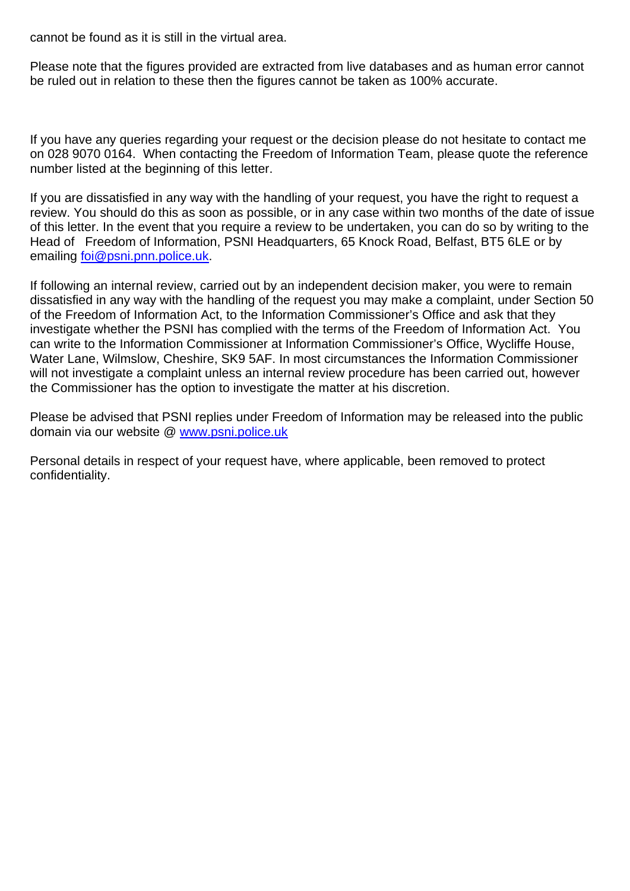cannot be found as it is still in the virtual area.

Please note that the figures provided are extracted from live databases and as human error cannot be ruled out in relation to these then the figures cannot be taken as 100% accurate.

If you have any queries regarding your request or the decision please do not hesitate to contact me on 028 9070 0164. When contacting the Freedom of Information Team, please quote the reference number listed at the beginning of this letter.

If you are dissatisfied in any way with the handling of your request, you have the right to request a review. You should do this as soon as possible, or in any case within two months of the date of issue of this letter. In the event that you require a review to be undertaken, you can do so by writing to the Head of Freedom of Information, PSNI Headquarters, 65 Knock Road, Belfast, BT5 6LE or by emailing [foi@psni.pnn.police.uk](mailto:foi@psni.pnn.police.uk).

If following an internal review, carried out by an independent decision maker, you were to remain dissatisfied in any way with the handling of the request you may make a complaint, under Section 50 of the Freedom of Information Act, to the Information Commissioner's Office and ask that they investigate whether the PSNI has complied with the terms of the Freedom of Information Act. You can write to the Information Commissioner at Information Commissioner's Office, Wycliffe House, Water Lane, Wilmslow, Cheshire, SK9 5AF. In most circumstances the Information Commissioner will not investigate a complaint unless an internal review procedure has been carried out, however the Commissioner has the option to investigate the matter at his discretion.

Please be advised that PSNI replies under Freedom of Information may be released into the public domain via our website @ [www.psni.police.uk](http://www.psni.police.uk)

Personal details in respect of your request have, where applicable, been removed to protect confidentiality.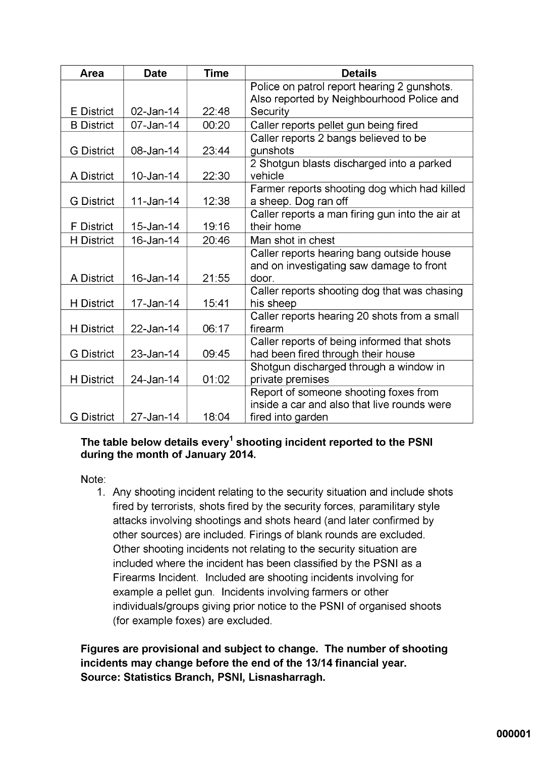| Area | Date | Time | Details |
|---|---|---|---|
| E District | 02-Jan-14 | 22:48 | Police on patrol report hearing 2 gunshots. Also reported by Neighbourhood Police and Security |
| B District | 07-Jan-14 | 00:20 | Caller reports pellet gun being fired |
| G District | 08-Jan-14 | 23:44 | Caller reports 2 bangs believed to be gunshots |
| A District | 10-Jan-14 | 22:30 | 2 Shotgun blasts discharged into a parked vehicle |
| G District | 11-Jan-14 | 12:38 | Farmer reports shooting dog which had killed a sheep. Dog ran off |
| F District | 15-Jan-14 | 19:16 | Caller reports a man firing gun into the air at their home |
| H District | 16-Jan-14 | 20:46 | Man shot in chest |
| A District | 16-Jan-14 | 21:55 | Caller reports hearing bang outside house and on investigating saw damage to front door. |
| H District | 17-Jan-14 | 15:41 | Caller reports shooting dog that was chasing his sheep |
| H District | 22-Jan-14 | 06:17 | Caller reports hearing 20 shots from a small firearm |
| G District | 23-Jan-14 | 09:45 | Caller reports of being informed that shots had been fired through their house |
| H District | 24-Jan-14 | 01:02 | Shotgun discharged through a window in private premises |
| G District | 27-Jan-14 | 18:04 | Report of someone shooting foxes from inside a car and also that live rounds were fired into garden |

**The table below details every[1] shooting incident reported to the PSNI during the month of January 2014.**

Note:

1. Any shooting incident relating to the security situation and include shots fired by terrorists, shots fired by the security forces, paramilitary style attacks involving shootings and shots heard (and later confirmed by other sources) are included. Firings of blank rounds are excluded. Other shooting incidents not relating to the security situation are included where the incident has been classified by the PSNI as a Firearms Incident. Included are shooting incidents involving for example a pellet gun. Incidents involving farmers or other individuals/groups giving prior notice to the PSNI of organised shoots (for example foxes) are excluded.

**Figures are provisional and subject to change. The number of shooting incidents may change before the end of the 13/14 financial year.**
**Source: Statistics Branch, PSNI, Lisnasharragh.**

000001